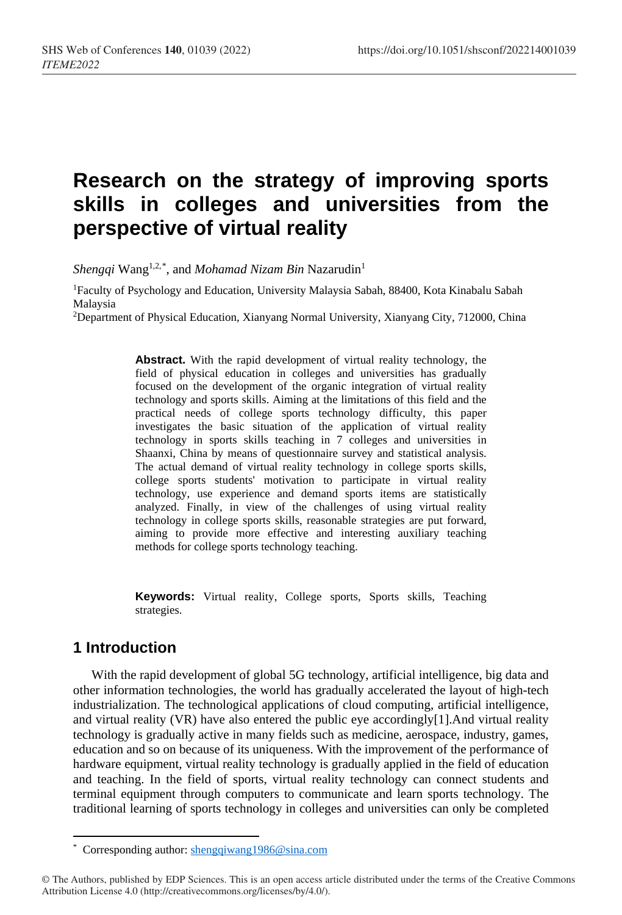# Research on the strategy of improving sports skills in colleges and universities from the perspective of virtual reality

*Shengqi* Wang[1,2,*], and *Mohamad Nizam Bin* Nazarudin[1]

[1]Faculty of Psychology and Education, University Malaysia Sabah, 88400, Kota Kinabalu Sabah Malaysia

[2]Department of Physical Education, Xianyang Normal University, Xianyang City, 712000, China

**Abstract.** With the rapid development of virtual reality technology, the field of physical education in colleges and universities has gradually focused on the development of the organic integration of virtual reality technology and sports skills. Aiming at the limitations of this field and the practical needs of college sports technology difficulty, this paper investigates the basic situation of the application of virtual reality technology in sports skills teaching in 7 colleges and universities in Shaanxi, China by means of questionnaire survey and statistical analysis. The actual demand of virtual reality technology in college sports skills, college sports students' motivation to participate in virtual reality technology, use experience and demand sports items are statistically analyzed. Finally, in view of the challenges of using virtual reality technology in college sports skills, reasonable strategies are put forward, aiming to provide more effective and interesting auxiliary teaching methods for college sports technology teaching.

**Keywords:** Virtual reality, College sports, Sports skills, Teaching strategies.

## 1 Introduction

With the rapid development of global 5G technology, artificial intelligence, big data and other information technologies, the world has gradually accelerated the layout of high-tech industrialization. The technological applications of cloud computing, artificial intelligence, and virtual reality (VR) have also entered the public eye accordingly[1].And virtual reality technology is gradually active in many fields such as medicine, aerospace, industry, games, education and so on because of its uniqueness. With the improvement of the performance of hardware equipment, virtual reality technology is gradually applied in the field of education and teaching. In the field of sports, virtual reality technology can connect students and terminal equipment through computers to communicate and learn sports technology. The traditional learning of sports technology in colleges and universities can only be completed

* Corresponding author: shengqiwang1986@sina.com

© The Authors, published by EDP Sciences. This is an open access article distributed under the terms of the Creative Commons Attribution License 4.0 (http://creativecommons.org/licenses/by/4.0/).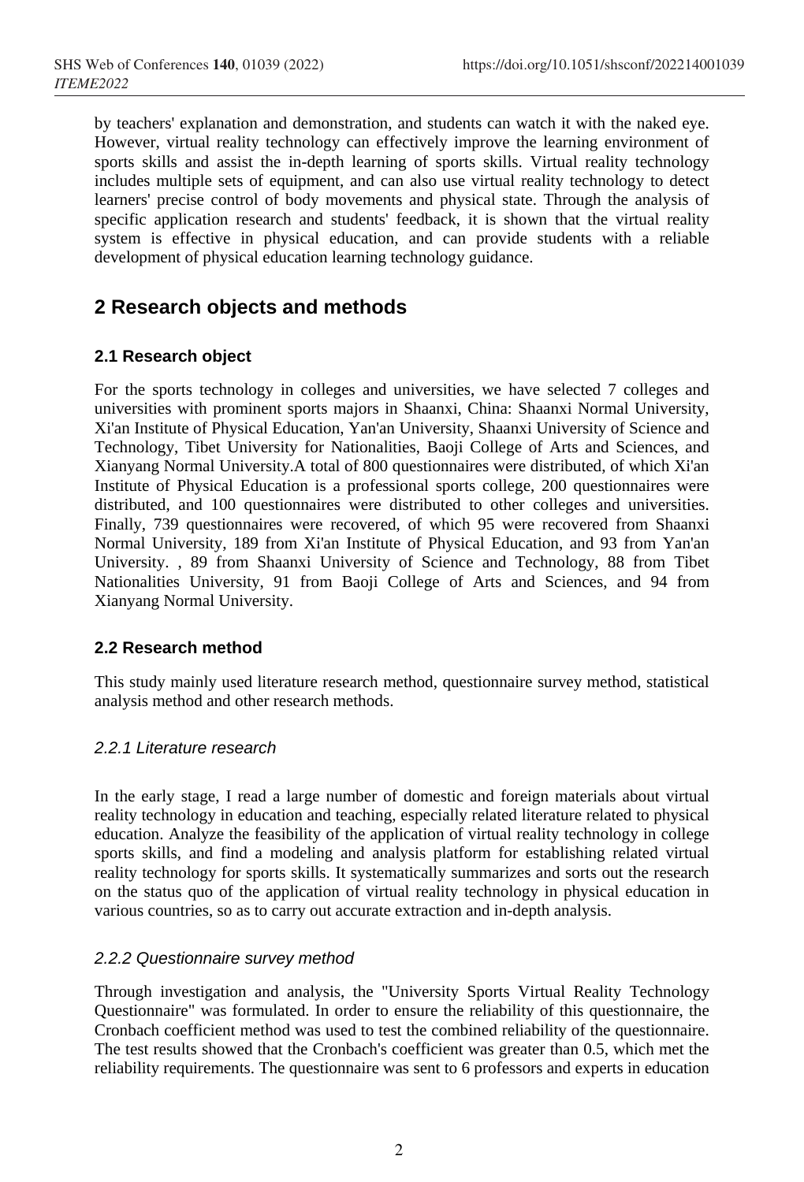by teachers' explanation and demonstration, and students can watch it with the naked eye. However, virtual reality technology can effectively improve the learning environment of sports skills and assist the in-depth learning of sports skills. Virtual reality technology includes multiple sets of equipment, and can also use virtual reality technology to detect learners' precise control of body movements and physical state. Through the analysis of specific application research and students' feedback, it is shown that the virtual reality system is effective in physical education, and can provide students with a reliable development of physical education learning technology guidance.

## 2 Research objects and methods

### 2.1 Research object

For the sports technology in colleges and universities, we have selected 7 colleges and universities with prominent sports majors in Shaanxi, China: Shaanxi Normal University, Xi'an Institute of Physical Education, Yan'an University, Shaanxi University of Science and Technology, Tibet University for Nationalities, Baoji College of Arts and Sciences, and Xianyang Normal University.A total of 800 questionnaires were distributed, of which Xi'an Institute of Physical Education is a professional sports college, 200 questionnaires were distributed, and 100 questionnaires were distributed to other colleges and universities. Finally, 739 questionnaires were recovered, of which 95 were recovered from Shaanxi Normal University, 189 from Xi'an Institute of Physical Education, and 93 from Yan'an University. , 89 from Shaanxi University of Science and Technology, 88 from Tibet Nationalities University, 91 from Baoji College of Arts and Sciences, and 94 from Xianyang Normal University.

### 2.2 Research method

This study mainly used literature research method, questionnaire survey method, statistical analysis method and other research methods.

#### *2.2.1 Literature research*

In the early stage, I read a large number of domestic and foreign materials about virtual reality technology in education and teaching, especially related literature related to physical education. Analyze the feasibility of the application of virtual reality technology in college sports skills, and find a modeling and analysis platform for establishing related virtual reality technology for sports skills. It systematically summarizes and sorts out the research on the status quo of the application of virtual reality technology in physical education in various countries, so as to carry out accurate extraction and in-depth analysis.

#### *2.2.2 Questionnaire survey method*

Through investigation and analysis, the "University Sports Virtual Reality Technology Questionnaire" was formulated. In order to ensure the reliability of this questionnaire, the Cronbach coefficient method was used to test the combined reliability of the questionnaire. The test results showed that the Cronbach's coefficient was greater than 0.5, which met the reliability requirements. The questionnaire was sent to 6 professors and experts in education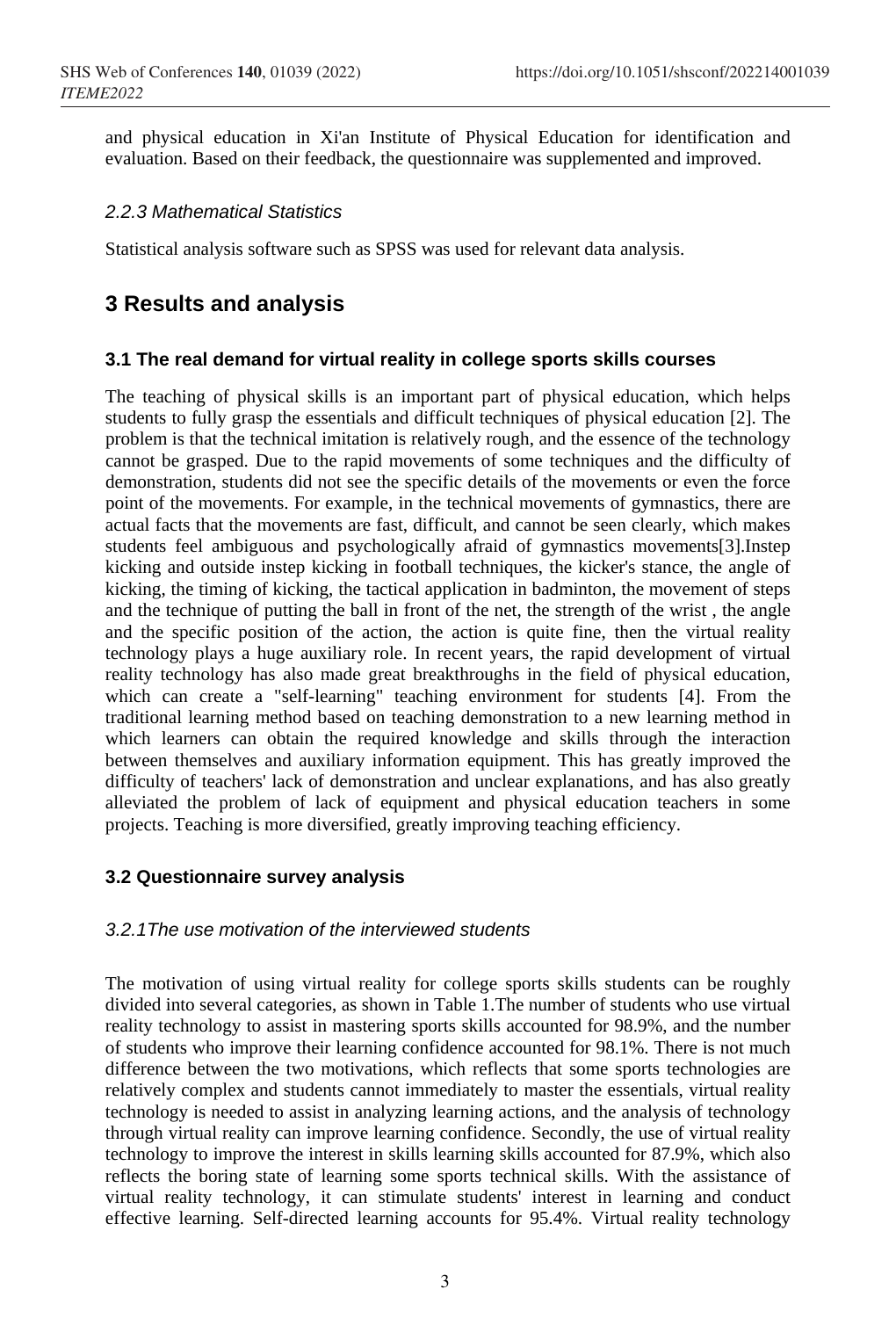and physical education in Xi'an Institute of Physical Education for identification and evaluation. Based on their feedback, the questionnaire was supplemented and improved.

#### 2.2.3 Mathematical Statistics

Statistical analysis software such as SPSS was used for relevant data analysis.

## 3 Results and analysis

### 3.1 The real demand for virtual reality in college sports skills courses

The teaching of physical skills is an important part of physical education, which helps students to fully grasp the essentials and difficult techniques of physical education [2]. The problem is that the technical imitation is relatively rough, and the essence of the technology cannot be grasped. Due to the rapid movements of some techniques and the difficulty of demonstration, students did not see the specific details of the movements or even the force point of the movements. For example, in the technical movements of gymnastics, there are actual facts that the movements are fast, difficult, and cannot be seen clearly, which makes students feel ambiguous and psychologically afraid of gymnastics movements[3].Instep kicking and outside instep kicking in football techniques, the kicker's stance, the angle of kicking, the timing of kicking, the tactical application in badminton, the movement of steps and the technique of putting the ball in front of the net, the strength of the wrist , the angle and the specific position of the action, the action is quite fine, then the virtual reality technology plays a huge auxiliary role. In recent years, the rapid development of virtual reality technology has also made great breakthroughs in the field of physical education, which can create a "self-learning" teaching environment for students [4]. From the traditional learning method based on teaching demonstration to a new learning method in which learners can obtain the required knowledge and skills through the interaction between themselves and auxiliary information equipment. This has greatly improved the difficulty of teachers' lack of demonstration and unclear explanations, and has also greatly alleviated the problem of lack of equipment and physical education teachers in some projects. Teaching is more diversified, greatly improving teaching efficiency.

### 3.2 Questionnaire survey analysis

#### 3.2.1The use motivation of the interviewed students

The motivation of using virtual reality for college sports skills students can be roughly divided into several categories, as shown in Table 1.The number of students who use virtual reality technology to assist in mastering sports skills accounted for 98.9%, and the number of students who improve their learning confidence accounted for 98.1%. There is not much difference between the two motivations, which reflects that some sports technologies are relatively complex and students cannot immediately to master the essentials, virtual reality technology is needed to assist in analyzing learning actions, and the analysis of technology through virtual reality can improve learning confidence. Secondly, the use of virtual reality technology to improve the interest in skills learning skills accounted for 87.9%, which also reflects the boring state of learning some sports technical skills. With the assistance of virtual reality technology, it can stimulate students' interest in learning and conduct effective learning. Self-directed learning accounts for 95.4%. Virtual reality technology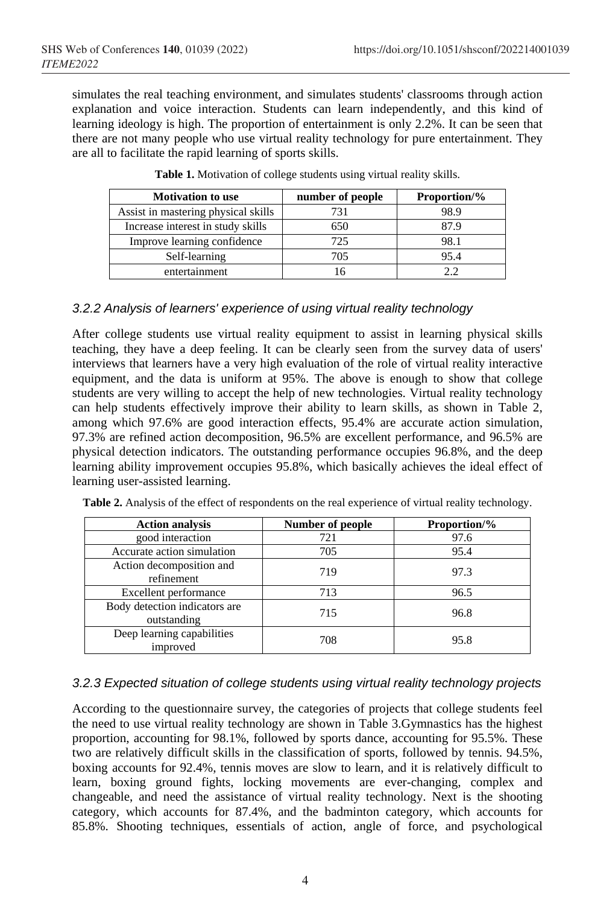simulates the real teaching environment, and simulates students' classrooms through action explanation and voice interaction. Students can learn independently, and this kind of learning ideology is high. The proportion of entertainment is only 2.2%. It can be seen that there are not many people who use virtual reality technology for pure entertainment. They are all to facilitate the rapid learning of sports skills.

**Table 1.** Motivation of college students using virtual reality skills.

| Motivation to use | number of people | Proportion/% |
|---|---|---|
| Assist in mastering physical skills | 731 | 98.9 |
| Increase interest in study skills | 650 | 87.9 |
| Improve learning confidence | 725 | 98.1 |
| Self-learning | 705 | 95.4 |
| entertainment | 16 | 2.2 |

### *3.2.2 Analysis of learners' experience of using virtual reality technology*

After college students use virtual reality equipment to assist in learning physical skills teaching, they have a deep feeling. It can be clearly seen from the survey data of users' interviews that learners have a very high evaluation of the role of virtual reality interactive equipment, and the data is uniform at 95%. The above is enough to show that college students are very willing to accept the help of new technologies. Virtual reality technology can help students effectively improve their ability to learn skills, as shown in Table 2, among which 97.6% are good interaction effects, 95.4% are accurate action simulation, 97.3% are refined action decomposition, 96.5% are excellent performance, and 96.5% are physical detection indicators. The outstanding performance occupies 96.8%, and the deep learning ability improvement occupies 95.8%, which basically achieves the ideal effect of learning user-assisted learning.

**Table 2.** Analysis of the effect of respondents on the real experience of virtual reality technology.

| Action analysis | Number of people | Proportion/% |
|---|---|---|
| good interaction | 721 | 97.6 |
| Accurate action simulation | 705 | 95.4 |
| Action decomposition and refinement | 719 | 97.3 |
| Excellent performance | 713 | 96.5 |
| Body detection indicators are outstanding | 715 | 96.8 |
| Deep learning capabilities improved | 708 | 95.8 |

### *3.2.3 Expected situation of college students using virtual reality technology projects*

According to the questionnaire survey, the categories of projects that college students feel the need to use virtual reality technology are shown in Table 3.Gymnastics has the highest proportion, accounting for 98.1%, followed by sports dance, accounting for 95.5%. These two are relatively difficult skills in the classification of sports, followed by tennis. 94.5%, boxing accounts for 92.4%, tennis moves are slow to learn, and it is relatively difficult to learn, boxing ground fights, locking movements are ever-changing, complex and changeable, and need the assistance of virtual reality technology. Next is the shooting category, which accounts for 87.4%, and the badminton category, which accounts for 85.8%. Shooting techniques, essentials of action, angle of force, and psychological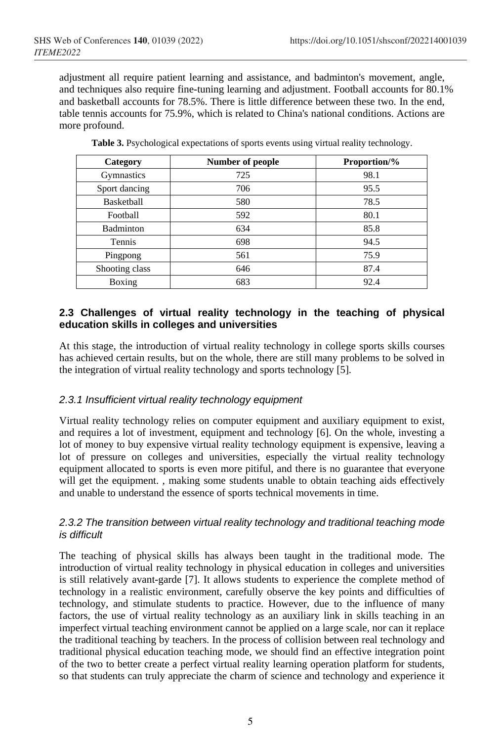adjustment all require patient learning and assistance, and badminton's movement, angle, and techniques also require fine-tuning learning and adjustment. Football accounts for 80.1% and basketball accounts for 78.5%. There is little difference between these two. In the end, table tennis accounts for 75.9%, which is related to China's national conditions. Actions are more profound.

**Table 3.** Psychological expectations of sports events using virtual reality technology.

| Category | Number of people | Proportion/% |
|---|---|---|
| Gymnastics | 725 | 98.1 |
| Sport dancing | 706 | 95.5 |
| Basketball | 580 | 78.5 |
| Football | 592 | 80.1 |
| Badminton | 634 | 85.8 |
| Tennis | 698 | 94.5 |
| Pingpong | 561 | 75.9 |
| Shooting class | 646 | 87.4 |
| Boxing | 683 | 92.4 |

### 2.3 Challenges of virtual reality technology in the teaching of physical education skills in colleges and universities

At this stage, the introduction of virtual reality technology in college sports skills courses has achieved certain results, but on the whole, there are still many problems to be solved in the integration of virtual reality technology and sports technology [5].

#### *2.3.1 Insufficient virtual reality technology equipment*

Virtual reality technology relies on computer equipment and auxiliary equipment to exist, and requires a lot of investment, equipment and technology [6]. On the whole, investing a lot of money to buy expensive virtual reality technology equipment is expensive, leaving a lot of pressure on colleges and universities, especially the virtual reality technology equipment allocated to sports is even more pitiful, and there is no guarantee that everyone will get the equipment. , making some students unable to obtain teaching aids effectively and unable to understand the essence of sports technical movements in time.

#### *2.3.2 The transition between virtual reality technology and traditional teaching mode is difficult*

The teaching of physical skills has always been taught in the traditional mode. The introduction of virtual reality technology in physical education in colleges and universities is still relatively avant-garde [7]. It allows students to experience the complete method of technology in a realistic environment, carefully observe the key points and difficulties of technology, and stimulate students to practice. However, due to the influence of many factors, the use of virtual reality technology as an auxiliary link in skills teaching in an imperfect virtual teaching environment cannot be applied on a large scale, nor can it replace the traditional teaching by teachers. In the process of collision between real technology and traditional physical education teaching mode, we should find an effective integration point of the two to better create a perfect virtual reality learning operation platform for students, so that students can truly appreciate the charm of science and technology and experience it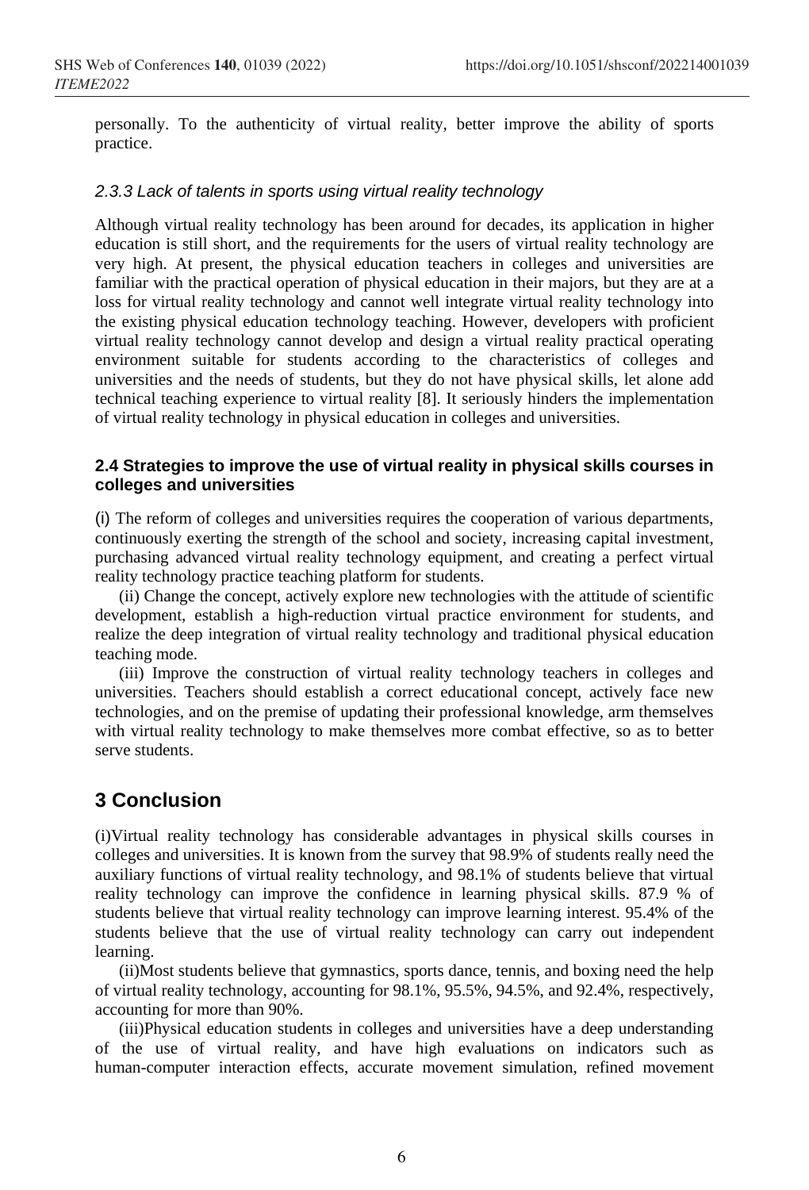personally. To the authenticity of virtual reality, better improve the ability of sports practice.

#### *2.3.3 Lack of talents in sports using virtual reality technology*

Although virtual reality technology has been around for decades, its application in higher education is still short, and the requirements for the users of virtual reality technology are very high. At present, the physical education teachers in colleges and universities are familiar with the practical operation of physical education in their majors, but they are at a loss for virtual reality technology and cannot well integrate virtual reality technology into the existing physical education technology teaching. However, developers with proficient virtual reality technology cannot develop and design a virtual reality practical operating environment suitable for students according to the characteristics of colleges and universities and the needs of students, but they do not have physical skills, let alone add technical teaching experience to virtual reality [8]. It seriously hinders the implementation of virtual reality technology in physical education in colleges and universities.

### 2.4 Strategies to improve the use of virtual reality in physical skills courses in colleges and universities

(i) The reform of colleges and universities requires the cooperation of various departments, continuously exerting the strength of the school and society, increasing capital investment, purchasing advanced virtual reality technology equipment, and creating a perfect virtual reality technology practice teaching platform for students.

(ii) Change the concept, actively explore new technologies with the attitude of scientific development, establish a high-reduction virtual practice environment for students, and realize the deep integration of virtual reality technology and traditional physical education teaching mode.

(iii) Improve the construction of virtual reality technology teachers in colleges and universities. Teachers should establish a correct educational concept, actively face new technologies, and on the premise of updating their professional knowledge, arm themselves with virtual reality technology to make themselves more combat effective, so as to better serve students.

## 3 Conclusion

(i)Virtual reality technology has considerable advantages in physical skills courses in colleges and universities. It is known from the survey that 98.9% of students really need the auxiliary functions of virtual reality technology, and 98.1% of students believe that virtual reality technology can improve the confidence in learning physical skills. 87.9 % of students believe that virtual reality technology can improve learning interest. 95.4% of the students believe that the use of virtual reality technology can carry out independent learning.

(ii)Most students believe that gymnastics, sports dance, tennis, and boxing need the help of virtual reality technology, accounting for 98.1%, 95.5%, 94.5%, and 92.4%, respectively, accounting for more than 90%.

(iii)Physical education students in colleges and universities have a deep understanding of the use of virtual reality, and have high evaluations on indicators such as human-computer interaction effects, accurate movement simulation, refined movement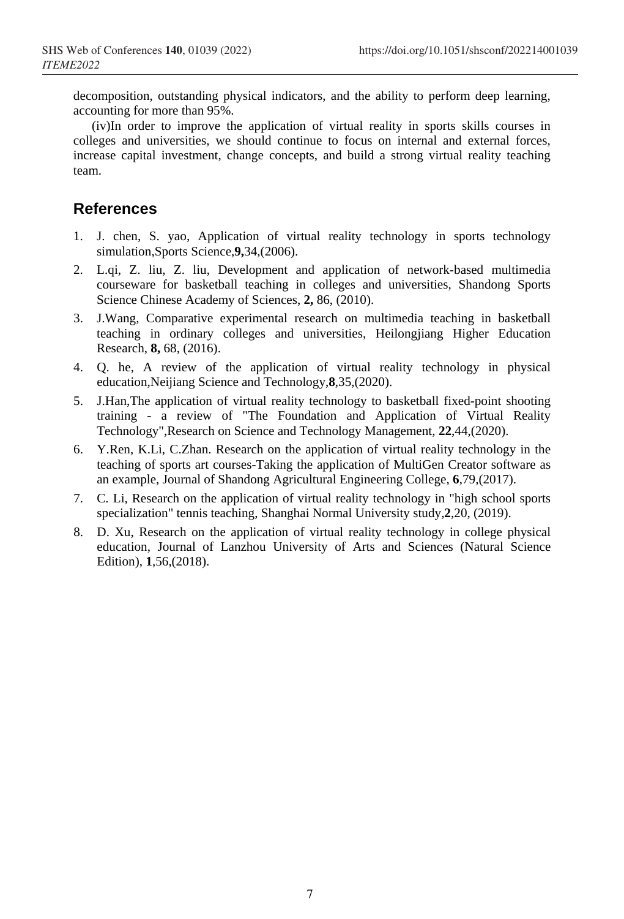decomposition, outstanding physical indicators, and the ability to perform deep learning, accounting for more than 95%.

(iv)In order to improve the application of virtual reality in sports skills courses in colleges and universities, we should continue to focus on internal and external forces, increase capital investment, change concepts, and build a strong virtual reality teaching team.

## References

1. J. chen, S. yao, Application of virtual reality technology in sports technology simulation,Sports Science,**9,**34,(2006).
2. L.qi, Z. liu, Z. liu, Development and application of network-based multimedia courseware for basketball teaching in colleges and universities, Shandong Sports Science Chinese Academy of Sciences, **2,** 86, (2010).
3. J.Wang, Comparative experimental research on multimedia teaching in basketball teaching in ordinary colleges and universities, Heilongjiang Higher Education Research, **8,** 68, (2016).
4. Q. he, A review of the application of virtual reality technology in physical education,Neijiang Science and Technology,**8**,35,(2020).
5. J.Han,The application of virtual reality technology to basketball fixed-point shooting training - a review of "The Foundation and Application of Virtual Reality Technology",Research on Science and Technology Management, **22**,44,(2020).
6. Y.Ren, K.Li, C.Zhan. Research on the application of virtual reality technology in the teaching of sports art courses-Taking the application of MultiGen Creator software as an example, Journal of Shandong Agricultural Engineering College, **6**,79,(2017).
7. C. Li, Research on the application of virtual reality technology in "high school sports specialization" tennis teaching, Shanghai Normal University study,**2**,20, (2019).
8. D. Xu, Research on the application of virtual reality technology in college physical education, Journal of Lanzhou University of Arts and Sciences (Natural Science Edition), **1**,56,(2018).